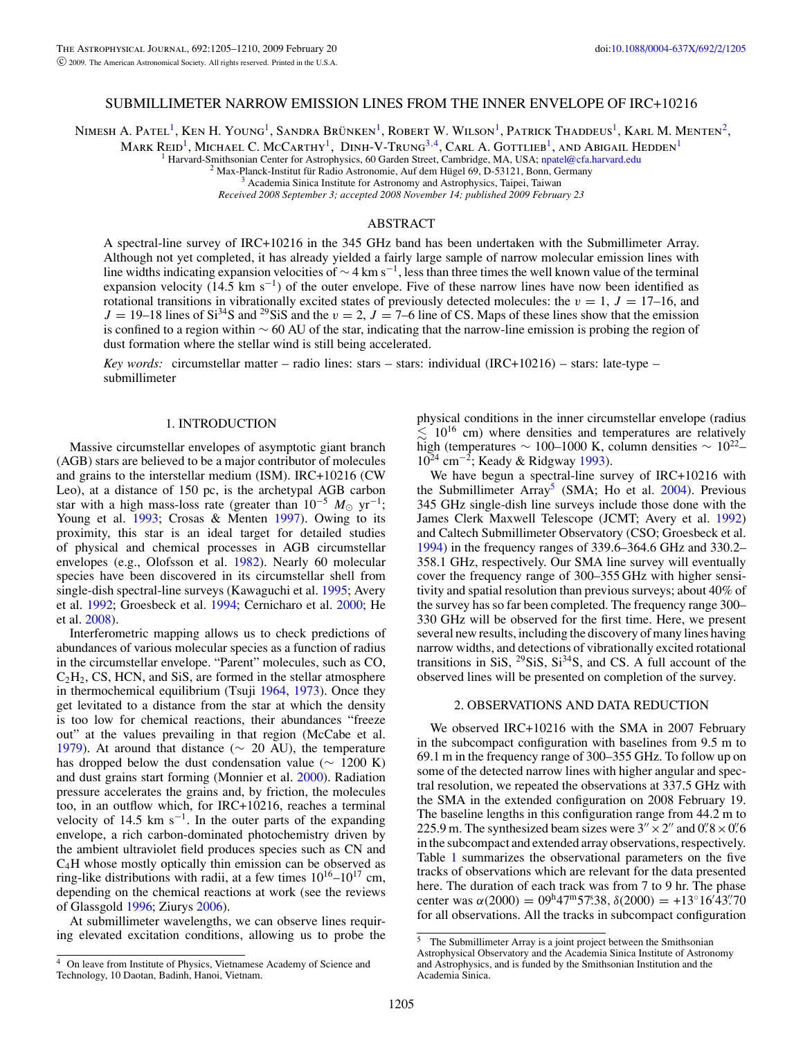# SUBMILLIMETER NARROW EMISSION LINES FROM THE INNER ENVELOPE OF IRC+10216

Nimesh A. Patel[1], Ken H. Young[1], Sandra Brünken[1], Robert W. Wilson[1], Patrick Thaddeus[1], Karl M. Menten[2], Mark Reid[1], Michael C. McCarthy[1], Dinh-V-Trung[3,4], Carl A. Gottlieb[1], and Abigail Hedden[1]

[1] Harvard-Smithsonian Center for Astrophysics, 60 Garden Street, Cambridge, MA, USA; npatel@cfa.harvard.edu
[2] Max-Planck-Institut für Radio Astronomie, Auf dem Hügel 69, D-53121, Bonn, Germany
[3] Academia Sinica Institute for Astronomy and Astrophysics, Taipei, Taiwan

*Received 2008 September 3; accepted 2008 November 14; published 2009 February 23*

## ABSTRACT

A spectral-line survey of IRC+10216 in the 345 GHz band has been undertaken with the Submillimeter Array. Although not yet completed, it has already yielded a fairly large sample of narrow molecular emission lines with line widths indicating expansion velocities of $\sim 4$ km s$^{-1}$, less than three times the well known value of the terminal expansion velocity (14.5 km s$^{-1}$) of the outer envelope. Five of these narrow lines have now been identified as rotational transitions in vibrationally excited states of previously detected molecules: the $v = 1$, $J = 17$–16, and $J = 19$–18 lines of $Si^{34}S$ and $^{29}SiS$ and the $v = 2$, $J = 7$–6 line of CS. Maps of these lines show that the emission is confined to a region within $\sim 60$ AU of the star, indicating that the narrow-line emission is probing the region of dust formation where the stellar wind is still being accelerated.

*Key words:* circumstellar matter – radio lines: stars – stars: individual (IRC+10216) – stars: late-type – submillimeter

## 1. INTRODUCTION

Massive circumstellar envelopes of asymptotic giant branch (AGB) stars are believed to be a major contributor of molecules and grains to the interstellar medium (ISM). IRC+10216 (CW Leo), at a distance of 150 pc, is the archetypal AGB carbon star with a high mass-loss rate (greater than $10^{-5}$ $M_{\odot}$ yr$^{-1}$; Young et al. 1993; Crosas & Menten 1997). Owing to its proximity, this star is an ideal target for detailed studies of physical and chemical processes in AGB circumstellar envelopes (e.g., Olofsson et al. 1982). Nearly 60 molecular species have been discovered in its circumstellar shell from single-dish spectral-line surveys (Kawaguchi et al. 1995; Avery et al. 1992; Groesbeck et al. 1994; Cernicharo et al. 2000; He et al. 2008).

Interferometric mapping allows us to check predictions of abundances of various molecular species as a function of radius in the circumstellar envelope. "Parent" molecules, such as CO, $C_2H_2$, CS, HCN, and SiS, are formed in the stellar atmosphere in thermochemical equilibrium (Tsuji 1964, 1973). Once they get levitated to a distance from the star at which the density is too low for chemical reactions, their abundances "freeze out" at the values prevailing in that region (McCabe et al. 1979). At around that distance ($\sim$ 20 AU), the temperature has dropped below the dust condensation value ($\sim$ 1200 K) and dust grains start forming (Monnier et al. 2000). Radiation pressure accelerates the grains and, by friction, the molecules too, in an outflow which, for IRC+10216, reaches a terminal velocity of 14.5 km s$^{-1}$. In the outer parts of the expanding envelope, a rich carbon-dominated photochemistry driven by the ambient ultraviolet field produces species such as CN and $C_4H$ whose mostly optically thin emission can be observed as ring-like distributions with radii, at a few times $10^{16}$–$10^{17}$ cm, depending on the chemical reactions at work (see the reviews of Glassgold 1996; Ziurys 2006).

At submillimeter wavelengths, we can observe lines requiring elevated excitation conditions, allowing us to probe the physical conditions in the inner circumstellar envelope (radius $\lesssim 10^{16}$ cm) where densities and temperatures are relatively high (temperatures $\sim$ 100–1000 K, column densities $\sim 10^{22}$–$10^{24}$ cm$^{-2}$; Keady & Ridgway 1993).

We have begun a spectral-line survey of IRC+10216 with the Submillimeter Array[5] (SMA; Ho et al. 2004). Previous 345 GHz single-dish line surveys include those done with the James Clerk Maxwell Telescope (JCMT; Avery et al. 1992) and Caltech Submillimeter Observatory (CSO; Groesbeck et al. 1994) in the frequency ranges of 339.6–364.6 GHz and 330.2–358.1 GHz, respectively. Our SMA line survey will eventually cover the frequency range of 300–355 GHz with higher sensitivity and spatial resolution than previous surveys; about 40% of the survey has so far been completed. The frequency range 300–330 GHz will be observed for the first time. Here, we present several new results, including the discovery of many lines having narrow widths, and detections of vibrationally excited rotational transitions in SiS, $^{29}$SiS, $Si^{34}S$, and CS. A full account of the observed lines will be presented on completion of the survey.

## 2. OBSERVATIONS AND DATA REDUCTION

We observed IRC+10216 with the SMA in 2007 February in the subcompact configuration with baselines from 9.5 m to 69.1 m in the frequency range of 300–355 GHz. To follow up on some of the detected narrow lines with higher angular and spectral resolution, we repeated the observations at 337.5 GHz with the SMA in the extended configuration on 2008 February 19. The baseline lengths in this configuration range from 44.2 m to 225.9 m. The synthesized beam sizes were $3'' \times 2''$ and $0''.8 \times 0''.6$ in the subcompact and extended array observations, respectively. Table 1 summarizes the observational parameters on the five tracks of observations which are relevant for the data presented here. The duration of each track was from 7 to 9 hr. The phase center was $\alpha(2000) = 09^{h}47^{m}57^{s}.38$, $\delta(2000) = +13^{\circ}16'43''.70$ for all observations. All the tracks in subcompact configuration

[4] On leave from Institute of Physics, Vietnamese Academy of Science and Technology, 10 Daotan, Badinh, Hanoi, Vietnam.

[5] The Submillimeter Array is a joint project between the Smithsonian Astrophysical Observatory and the Academia Sinica Institute of Astronomy and Astrophysics, and is funded by the Smithsonian Institution and the Academia Sinica.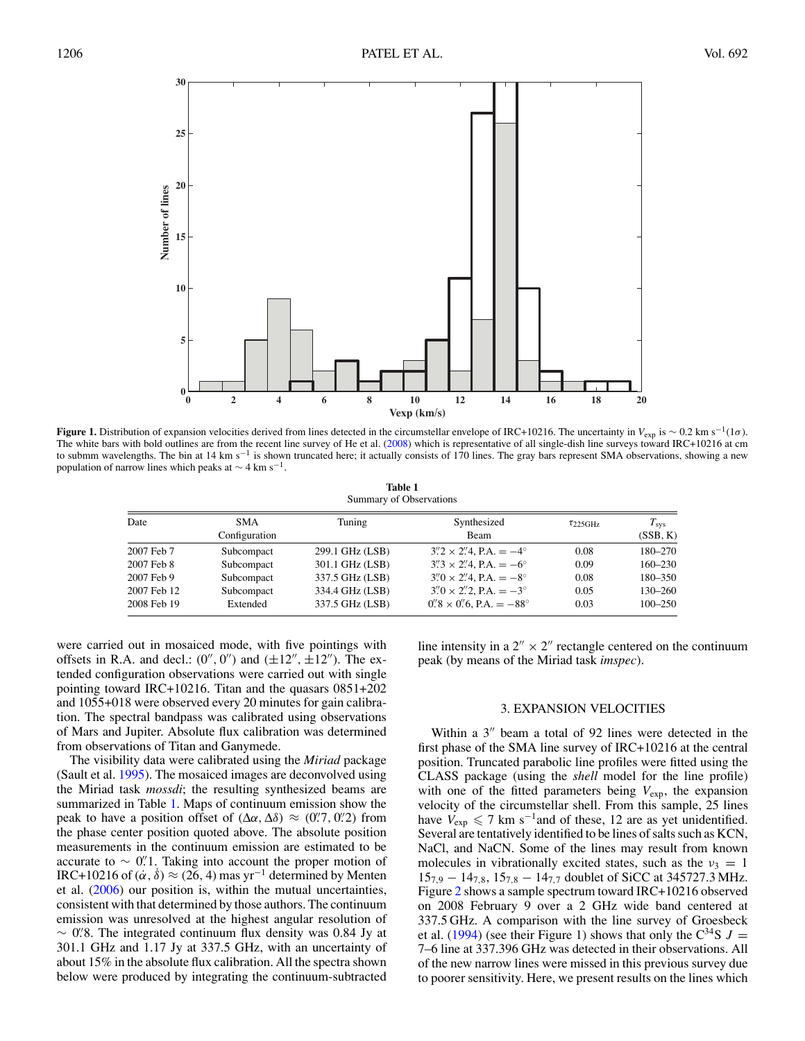**Figure 1.** Distribution of expansion velocities derived from lines detected in the circumstellar envelope of IRC+10216. The uncertainty in $V_{\rm exp}$ is $\sim 0.2$ km s$^{-1}$(1$\sigma$). The white bars with bold outlines are from the recent line survey of He et al. (2008) which is representative of all single-dish line surveys toward IRC+10216 at cm to submm wavelengths. The bin at 14 km s$^{-1}$ is shown truncated here; it actually consists of 170 lines. The gray bars represent SMA observations, showing a new population of narrow lines which peaks at $\sim 4$ km s$^{-1}$.

**Table 1**
Summary of Observations

| Date | SMA Configuration | Tuning | Synthesized Beam | $\tau_{225\rm GHz}$ | $T_{\rm sys}$ (SSB, K) |
|---|---|---|---|---|---|
| 2007 Feb 7 | Subcompact | 299.1 GHz (LSB) | $3''\!.2 \times 2''\!.4$, P.A. $= -4^\circ$ | 0.08 | 180–270 |
| 2007 Feb 8 | Subcompact | 301.1 GHz (LSB) | $3''\!.3 \times 2''\!.4$, P.A. $= -6^\circ$ | 0.09 | 160–230 |
| 2007 Feb 9 | Subcompact | 337.5 GHz (LSB) | $3''\!.0 \times 2''\!.4$, P.A. $= -8^\circ$ | 0.08 | 180–350 |
| 2007 Feb 12 | Subcompact | 334.4 GHz (LSB) | $3''\!.0 \times 2''\!.2$, P.A. $= -3^\circ$ | 0.05 | 130–260 |
| 2008 Feb 19 | Extended | 337.5 GHz (LSB) | $0''\!.8 \times 0''\!.6$, P.A. $= -88^\circ$ | 0.03 | 100–250 |

were carried out in mosaiced mode, with five pointings with offsets in R.A. and decl.: $(0'', 0'')$ and $(\pm12'', \pm12'')$. The extended configuration observations were carried out with single pointing toward IRC+10216. Titan and the quasars 0851+202 and 1055+018 were observed every 20 minutes for gain calibration. The spectral bandpass was calibrated using observations of Mars and Jupiter. Absolute flux calibration was determined from observations of Titan and Ganymede.

The visibility data were calibrated using the *Miriad* package (Sault et al. 1995). The mosaiced images are deconvolved using the Miriad task *mossdi*; the resulting synthesized beams are summarized in Table 1. Maps of continuum emission show the peak to have a position offset of $(\Delta\alpha, \Delta\delta) \approx (0''\!.7, 0''\!.2)$ from the phase center position quoted above. The absolute position measurements in the continuum emission are estimated to be accurate to $\sim 0''\!.1$. Taking into account the proper motion of IRC+10216 of $(\dot\alpha, \dot\delta) \approx (26, 4)$ mas yr$^{-1}$ determined by Menten et al. (2006) our position is, within the mutual uncertainties, consistent with that determined by those authors. The continuum emission was unresolved at the highest angular resolution of $\sim 0''\!.8$. The integrated continuum flux density was 0.84 Jy at 301.1 GHz and 1.17 Jy at 337.5 GHz, with an uncertainty of about 15% in the absolute flux calibration. All the spectra shown below were produced by integrating the continuum-subtracted line intensity in a $2'' \times 2''$ rectangle centered on the continuum peak (by means of the Miriad task *imspec*).

## 3. EXPANSION VELOCITIES

Within a $3''$ beam a total of 92 lines were detected in the first phase of the SMA line survey of IRC+10216 at the central position. Truncated parabolic line profiles were fitted using the CLASS package (using the *shell* model for the line profile) with one of the fitted parameters being $V_{\rm exp}$, the expansion velocity of the circumstellar shell. From this sample, 25 lines have $V_{\rm exp} \leqslant 7$ km s$^{-1}$and of these, 12 are as yet unidentified. Several are tentatively identified to be lines of salts such as KCN, NaCl, and NaCN. Some of the lines may result from known molecules in vibrationally excited states, such as the $\nu_3 = 1$ $15_{7,9} - 14_{7,8}$, $15_{7,8} - 14_{7,7}$ doublet of SiCC at 345727.3 MHz. Figure 2 shows a sample spectrum toward IRC+10216 observed on 2008 February 9 over a 2 GHz wide band centered at 337.5 GHz. A comparison with the line survey of Groesbeck et al. (1994) (see their Figure 1) shows that only the C$^{34}$S $J =$ 7–6 line at 337.396 GHz was detected in their observations. All of the new narrow lines were missed in this previous survey due to poorer sensitivity. Here, we present results on the lines which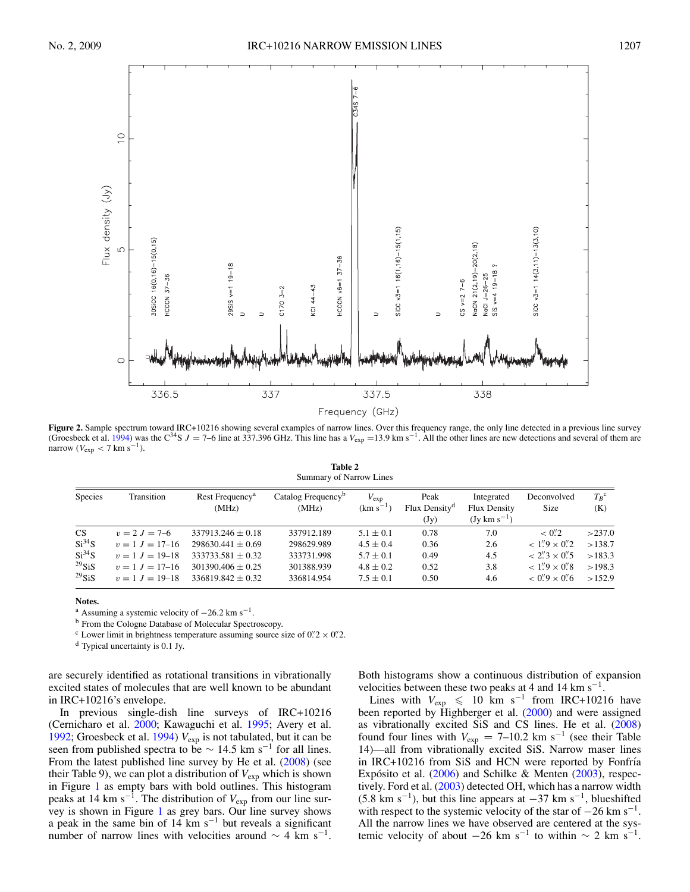Figure 2. Sample spectrum toward IRC+10216 showing several examples of narrow lines. Over this frequency range, the only line detected in a previous line survey (Groesbeck et al. 1994) was the $C^{34}S$ $J = 7–6$ line at 337.396 GHz. This line has a $V_{exp} = 13.9$ km s$^{-1}$. All the other lines are new detections and several of them are narrow ($V_{exp} < 7$ km s$^{-1}$).

**Table 2**
Summary of Narrow Lines

| Species | Transition | Rest Frequency[a] (MHz) | Catalog Frequency[b] (MHz) | $V_{exp}$ (km s$^{-1}$) | Peak Flux Density[d] (Jy) | Integrated Flux Density (Jy km s$^{-1}$) | Deconvolved Size | $T_B$[c] (K) |
|---|---|---|---|---|---|---|---|---|
| CS | $v = 2$ $J = 7–6$ | 337913.246 ± 0.18 | 337912.189 | 5.1 ± 0.1 | 0.78 | 7.0 | < 0″.2 | >237.0 |
| $Si^{34}S$ | $v = 1$ $J = 17–16$ | 298630.441 ± 0.69 | 298629.989 | 4.5 ± 0.4 | 0.36 | 2.6 | < 1″.9 × 0″.2 | >138.7 |
| $Si^{34}S$ | $v = 1$ $J = 19–18$ | 333733.581 ± 0.32 | 333731.998 | 5.7 ± 0.1 | 0.49 | 4.5 | < 2″.3 × 0″.5 | >183.3 |
| $^{29}SiS$ | $v = 1$ $J = 17–16$ | 301390.406 ± 0.25 | 301388.939 | 4.8 ± 0.2 | 0.52 | 3.8 | < 1″.9 × 0″.8 | >198.3 |
| $^{29}SiS$ | $v = 1$ $J = 19–18$ | 336819.842 ± 0.32 | 336814.954 | 7.5 ± 0.1 | 0.50 | 4.6 | < 0″.9 × 0″.6 | >152.9 |

**Notes.**
[a] Assuming a systemic velocity of −26.2 km s$^{-1}$.
[b] From the Cologne Database of Molecular Spectroscopy.
[c] Lower limit in brightness temperature assuming source size of 0″.2 × 0″.2.
[d] Typical uncertainty is 0.1 Jy.

are securely identified as rotational transitions in vibrationally excited states of molecules that are well known to be abundant in IRC+10216's envelope.

In previous single-dish line surveys of IRC+10216 (Cernicharo et al. 2000; Kawaguchi et al. 1995; Avery et al. 1992; Groesbeck et al. 1994) $V_{exp}$ is not tabulated, but it can be seen from published spectra to be ∼ 14.5 km s$^{-1}$ for all lines. From the latest published line survey by He et al. (2008) (see their Table 9), we can plot a distribution of $V_{exp}$ which is shown in Figure 1 as empty bars with bold outlines. This histogram peaks at 14 km s$^{-1}$. The distribution of $V_{exp}$ from our line survey is shown in Figure 1 as grey bars. Our line survey shows a peak in the same bin of 14 km s$^{-1}$ but reveals a significant number of narrow lines with velocities around ∼ 4 km s$^{-1}$. Both histograms show a continuous distribution of expansion velocities between these two peaks at 4 and 14 km s$^{-1}$.

Lines with $V_{exp} \leqslant 10$ km s$^{-1}$ from IRC+10216 have been reported by Highberger et al. (2000) and were assigned as vibrationally excited SiS and CS lines. He et al. (2008) found four lines with $V_{exp}$ = 7–10.2 km s$^{-1}$ (see their Table 14)—all from vibrationally excited SiS. Narrow maser lines in IRC+10216 from SiS and HCN were reported by Fonfría Expósito et al. (2006) and Schilke & Menten (2003), respectively. Ford et al. (2003) detected OH, which has a narrow width (5.8 km s$^{-1}$), but this line appears at −37 km s$^{-1}$, blueshifted with respect to the systemic velocity of the star of −26 km s$^{-1}$. All the narrow lines we have observed are centered at the systemic velocity of about −26 km s$^{-1}$ to within ∼ 2 km s$^{-1}$.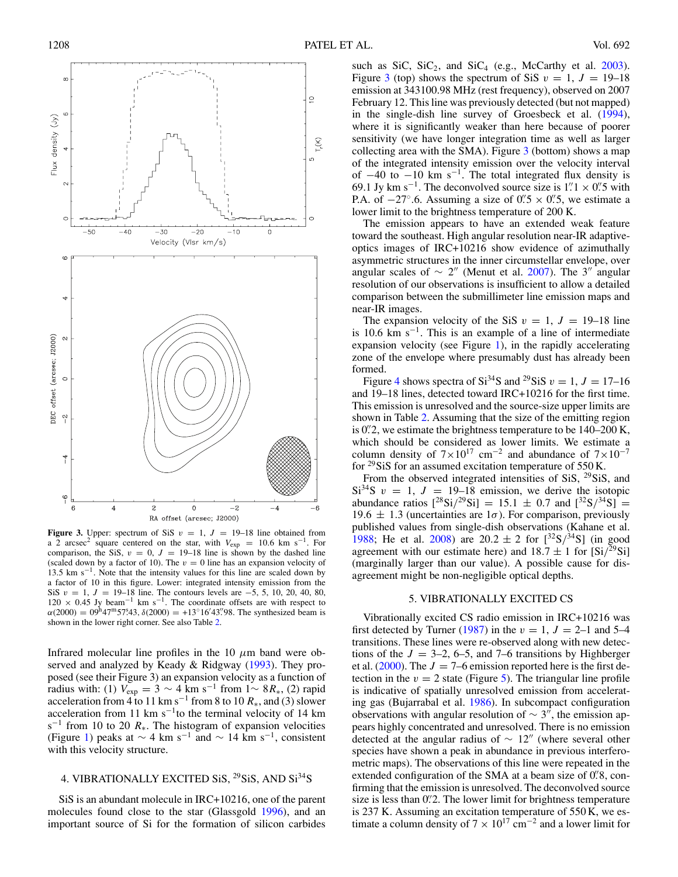**Figure 3.** Upper: spectrum of SiS $v = 1$, $J = 19$–18 line obtained from a 2 arcsec$^2$ square centered on the star, with $V_{\rm exp} = 10.6$ km s$^{-1}$. For comparison, the SiS, $v = 0$, $J = 19$–18 line is shown by the dashed line (scaled down by a factor of 10). The $v = 0$ line has an expansion velocity of 13.5 km s$^{-1}$. Note that the intensity values for this line are scaled down by a factor of 10 in this figure. Lower: integrated intensity emission from the SiS $v = 1$, $J = 19$–18 line. The contours levels are −5, 5, 10, 20, 40, 80, 120 × 0.45 Jy beam$^{-1}$ km s$^{-1}$. The coordinate offsets are with respect to $\alpha(2000) = 09^{\rm h}47^{\rm m}57^{\rm s}.43$, $\delta(2000) = +13^\circ16'43''.98$. The synthesized beam is shown in the lower right corner. See also Table 2.

Infrared molecular line profiles in the 10 $\mu$m band were observed and analyzed by Keady & Ridgway (1993). They proposed (see their Figure 3) an expansion velocity as a function of radius with: (1) $V_{\rm exp} = 3 \sim 4$ km s$^{-1}$ from 1∼ 8$R_*$, (2) rapid acceleration from 4 to 11 km s$^{-1}$ from 8 to 10 $R_*$, and (3) slower acceleration from 11 km s$^{-1}$to the terminal velocity of 14 km s$^{-1}$ from 10 to 20 $R_*$. The histogram of expansion velocities (Figure 1) peaks at ∼ 4 km s$^{-1}$ and ∼ 14 km s$^{-1}$, consistent with this velocity structure.

## 4. VIBRATIONALLY EXCITED SiS, $^{29}$SiS, AND Si$^{34}$S

SiS is an abundant molecule in IRC+10216, one of the parent molecules found close to the star (Glassgold 1996), and an important source of Si for the formation of silicon carbides such as SiC, SiC$_2$, and SiC$_4$ (e.g., McCarthy et al. 2003). Figure 3 (top) shows the spectrum of SiS $v = 1$, $J = 19$–18 emission at 343100.98 MHz (rest frequency), observed on 2007 February 12. This line was previously detected (but not mapped) in the single-dish line survey of Groesbeck et al. (1994), where it is significantly weaker than here because of poorer sensitivity (we have longer integration time as well as larger collecting area with the SMA). Figure 3 (bottom) shows a map of the integrated intensity emission over the velocity interval of −40 to −10 km s$^{-1}$. The total integrated flux density is 69.1 Jy km s$^{-1}$. The deconvolved source size is $1''.1 \times 0''.5$ with P.A. of $-27^\circ.6$. Assuming a size of $0''.5 \times 0''.5$, we estimate a lower limit to the brightness temperature of 200 K.

The emission appears to have an extended weak feature toward the southeast. High angular resolution near-IR adaptive-optics images of IRC+10216 show evidence of azimuthally asymmetric structures in the inner circumstellar envelope, over angular scales of $\sim 2''$ (Menut et al. 2007). The $3''$ angular resolution of our observations is insufficient to allow a detailed comparison between the submillimeter line emission maps and near-IR images.

The expansion velocity of the SiS $v = 1$, $J = 19$–18 line is 10.6 km s$^{-1}$. This is an example of a line of intermediate expansion velocity (see Figure 1), in the rapidly accelerating zone of the envelope where presumably dust has already been formed.

Figure 4 shows spectra of Si$^{34}$S and $^{29}$SiS $v = 1$, $J = 17$–16 and 19–18 lines, detected toward IRC+10216 for the first time. This emission is unresolved and the source-size upper limits are shown in Table 2. Assuming that the size of the emitting region is $0''.2$, we estimate the brightness temperature to be 140–200 K, which should be considered as lower limits. We estimate a column density of $7\times10^{17}$ cm$^{-2}$ and abundance of $7\times10^{-7}$ for $^{29}$SiS for an assumed excitation temperature of 550 K.

From the observed integrated intensities of SiS, $^{29}$SiS, and Si$^{34}$S $v = 1$, $J = 19$–18 emission, we derive the isotopic abundance ratios [$^{28}$Si/$^{29}$Si] = 15.1 ± 0.7 and [$^{32}$S/$^{34}$S] = 19.6 ± 1.3 (uncertainties are $1\sigma$). For comparison, previously published values from single-dish observations (Kahane et al. 1988; He et al. 2008) are 20.2 ± 2 for [$^{32}$S/$^{34}$S] (in good agreement with our estimate here) and 18.7 ± 1 for [Si/$^{29}$Si] (marginally larger than our value). A possible cause for disagreement might be non-negligible optical depths.

## 5. VIBRATIONALLY EXCITED CS

Vibrationally excited CS radio emission in IRC+10216 was first detected by Turner (1987) in the $v = 1$, $J = 2$–1 and 5–4 transitions. These lines were re-observed along with new detections of the $J = 3$–2, 6–5, and 7–6 transitions by Highberger et al. (2000). The $J = 7$–6 emission reported here is the first detection in the $v = 2$ state (Figure 5). The triangular line profile is indicative of spatially unresolved emission from accelerating gas (Bujarrabal et al. 1986). In subcompact configuration observations with angular resolution of $\sim 3''$, the emission appears highly concentrated and unresolved. There is no emission detected at the angular radius of $\sim 12''$ (where several other species have shown a peak in abundance in previous interferometric maps). The observations of this line were repeated in the extended configuration of the SMA at a beam size of $0''.8$, confirming that the emission is unresolved. The deconvolved source size is less than $0''.2$. The lower limit for brightness temperature is 237 K. Assuming an excitation temperature of 550 K, we estimate a column density of $7 \times 10^{17}$ cm$^{-2}$ and a lower limit for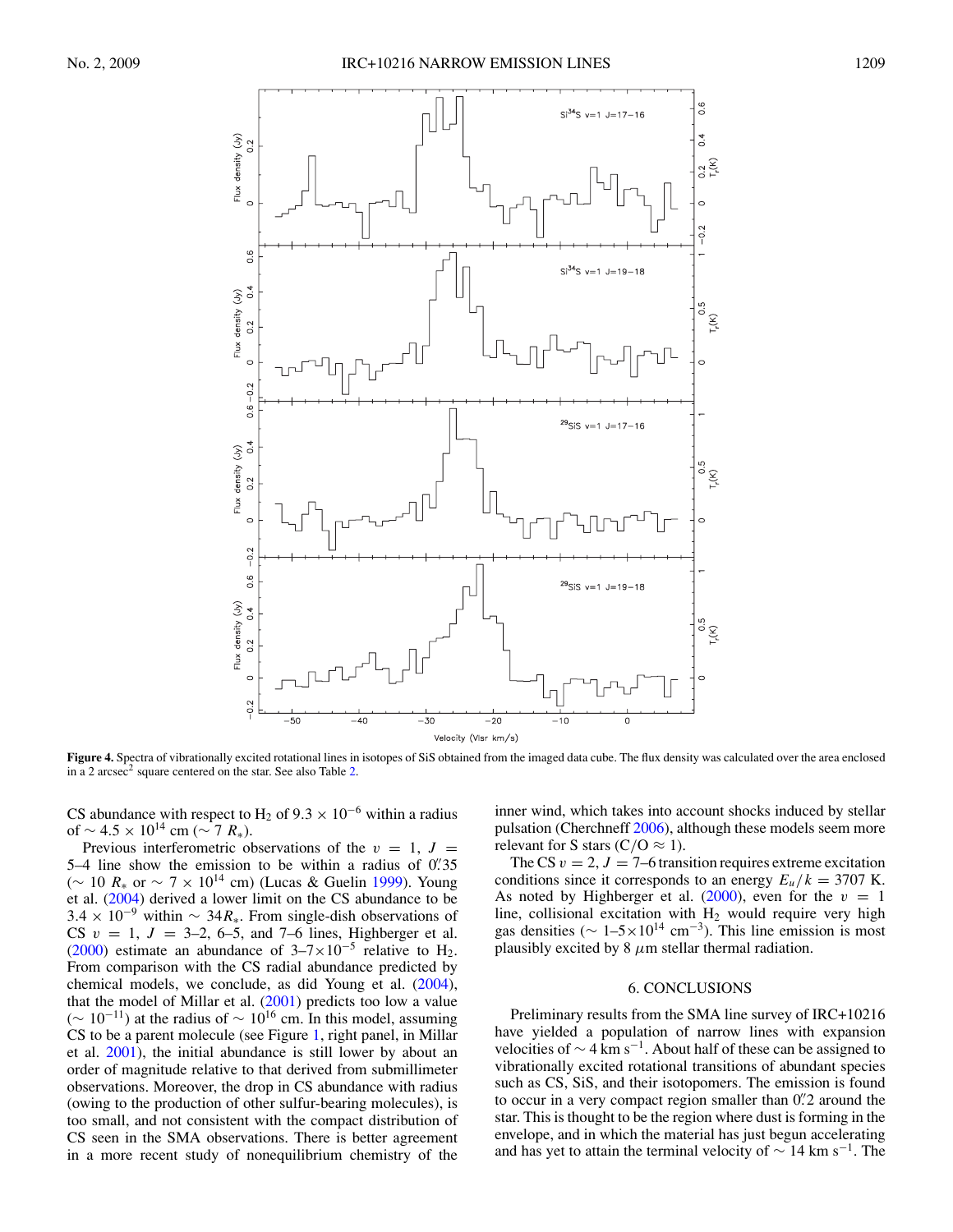**Figure 4.** Spectra of vibrationally excited rotational lines in isotopes of SiS obtained from the imaged data cube. The flux density was calculated over the area enclosed in a 2 arcsec$^2$ square centered on the star. See also Table 2.

CS abundance with respect to $H_2$ of $9.3 \times 10^{-6}$ within a radius of $\sim 4.5 \times 10^{14}$ cm ($\sim 7\ R_*$).

Previous interferometric observations of the $v = 1$, $J =$ 5–4 line show the emission to be within a radius of 0$''$.35 ($\sim 10\ R_*$ or $\sim 7 \times 10^{14}$ cm) (Lucas & Guelin 1999). Young et al. (2004) derived a lower limit on the CS abundance to be $3.4 \times 10^{-9}$ within $\sim 34 R_*$. From single-dish observations of CS $v = 1$, $J =$ 3–2, 6–5, and 7–6 lines, Highberger et al. (2000) estimate an abundance of 3–7$\times 10^{-5}$ relative to $H_2$. From comparison with the CS radial abundance predicted by chemical models, we conclude, as did Young et al. (2004), that the model of Millar et al. (2001) predicts too low a value ($\sim 10^{-11}$) at the radius of $\sim 10^{16}$ cm. In this model, assuming CS to be a parent molecule (see Figure 1, right panel, in Millar et al. 2001), the initial abundance is still lower by about an order of magnitude relative to that derived from submillimeter observations. Moreover, the drop in CS abundance with radius (owing to the production of other sulfur-bearing molecules), is too small, and not consistent with the compact distribution of CS seen in the SMA observations. There is better agreement in a more recent study of nonequilibrium chemistry of the inner wind, which takes into account shocks induced by stellar pulsation (Cherchneff 2006), although these models seem more relevant for S stars (C/O $\approx$ 1).

The CS $v = 2$, $J =$ 7–6 transition requires extreme excitation conditions since it corresponds to an energy $E_u/k = 3707$ K. As noted by Highberger et al. (2000), even for the $v = 1$ line, collisional excitation with $H_2$ would require very high gas densities ($\sim$ 1–5$\times 10^{14}$ cm$^{-3}$). This line emission is most plausibly excited by 8 $\mu$m stellar thermal radiation.

## 6. CONCLUSIONS

Preliminary results from the SMA line survey of IRC+10216 have yielded a population of narrow lines with expansion velocities of $\sim 4$ km s$^{-1}$. About half of these can be assigned to vibrationally excited rotational transitions of abundant species such as CS, SiS, and their isotopomers. The emission is found to occur in a very compact region smaller than 0$''$.2 around the star. This is thought to be the region where dust is forming in the envelope, and in which the material has just begun accelerating and has yet to attain the terminal velocity of $\sim 14$ km s$^{-1}$. The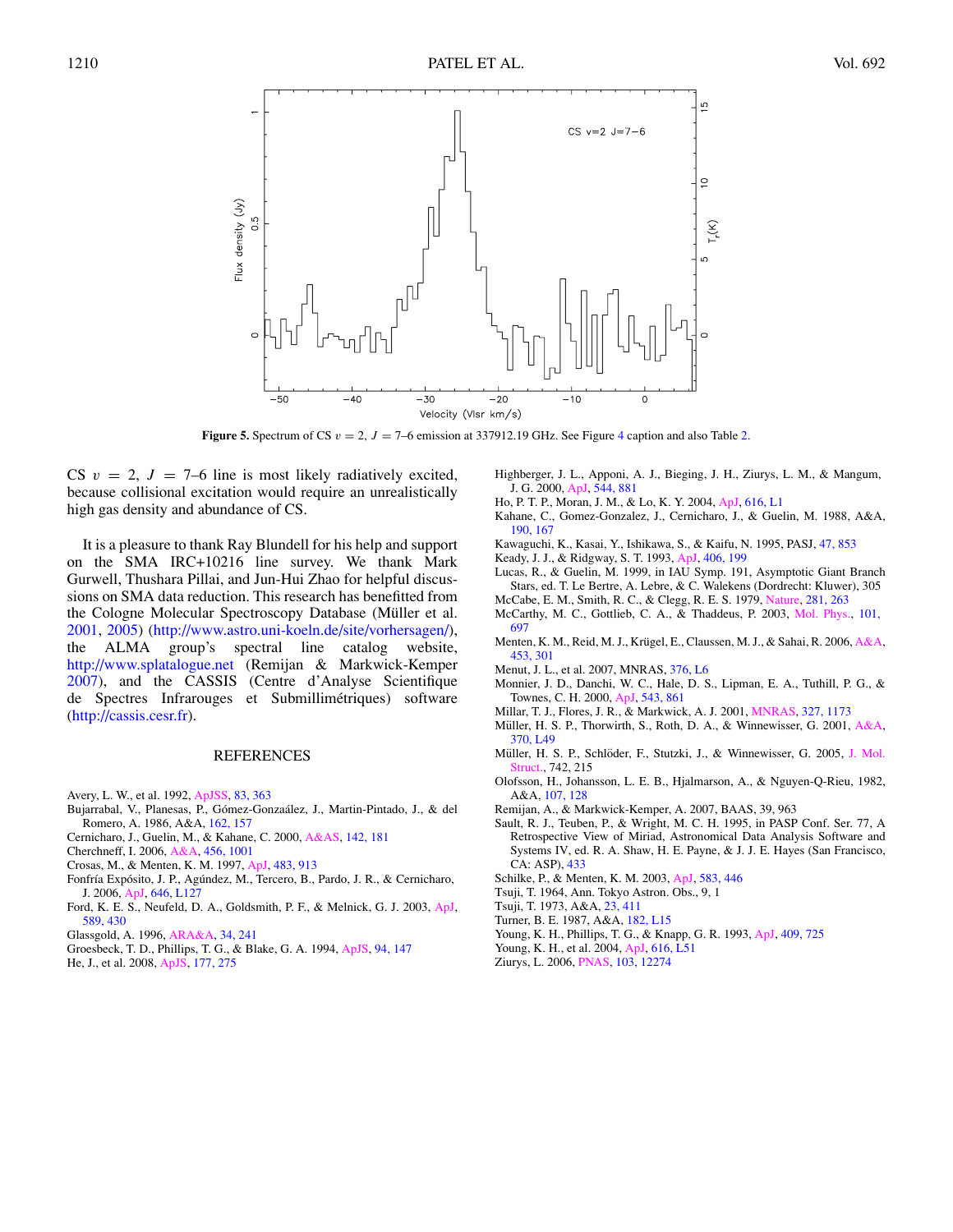CS v=2 J=7–6

Flux density (Jy)

1

0.5

0

$T_r$(K)

15

10

5

0

−50 −40 −30 −20 −10 0

Velocity (Vlsr km/s)

**Figure 5.** Spectrum of CS $v = 2$, $J = 7$–6 emission at 337912.19 GHz. See Figure 4 caption and also Table 2.

CS $v = 2$, $J = 7$–6 line is most likely radiatively excited, because collisional excitation would require an unrealistically high gas density and abundance of CS.

It is a pleasure to thank Ray Blundell for his help and support on the SMA IRC+10216 line survey. We thank Mark Gurwell, Thushara Pillai, and Jun-Hui Zhao for helpful discussions on SMA data reduction. This research has benefitted from the Cologne Molecular Spectroscopy Database (Müller et al. 2001, 2005) (http://www.astro.uni-koeln.de/site/vorhersagen/), the ALMA group's spectral line catalog website, http://www.splatalogue.net (Remijan & Markwick-Kemper 2007), and the CASSIS (Centre d'Analyse Scientifique de Spectres Infrarouges et Submillimétriques) software (http://cassis.cesr.fr).

## REFERENCES

Avery, L. W., et al. 1992, ApJS, 83, 363
Bujarrabal, V., Planesas, P., Gómez-Gonzaález, J., Martin-Pintado, J., & del Romero, A. 1986, A&A, 162, 157
Cernicharo, J., Guelin, M., & Kahane, C. 2000, A&AS, 142, 181
Cherchneff, I. 2006, A&A, 456, 1001
Crosas, M., & Menten, K. M. 1997, ApJ, 483, 913
Fonfría Expósito, J. P., Agúndez, M., Tercero, B., Pardo, J. R., & Cernicharo, J. 2006, ApJ, 646, L127
Ford, K. E. S., Neufeld, D. A., Goldsmith, P. F., & Melnick, G. J. 2003, ApJ, 589, 430
Glassgold, A. 1996, ARA&A, 34, 241
Groesbeck, T. D., Phillips, T. G., & Blake, G. A. 1994, ApJS, 94, 147
He, J., et al. 2008, ApJS, 177, 275
Highberger, J. L., Apponi, A. J., Bieging, J. H., Ziurys, L. M., & Mangum, J. G. 2000, ApJ, 544, 881
Ho, P. T. P., Moran, J. M., & Lo, K. Y. 2004, ApJ, 616, L1
Kahane, C., Gomez-Gonzalez, J., Cernicharo, J., & Guelin, M. 1988, A&A, 190, 167
Kawaguchi, K., Kasai, Y., Ishikawa, S., & Kaifu, N. 1995, PASJ, 47, 853
Keady, J. J., & Ridgway, S. T. 1993, ApJ, 406, 199
Lucas, R., & Guelin, M. 1999, in IAU Symp. 191, Asymptotic Giant Branch Stars, ed. T. Le Bertre, A. Lebre, & C. Walekens (Dordrecht: Kluwer), 305
McCabe, E. M., Smith, R. C., & Clegg, R. E. S. 1979, Nature, 281, 263
McCarthy, M. C., Gottlieb, C. A., & Thaddeus, P. 2003, Mol. Phys., 101, 697
Menten, K. M., Reid, M. J., Krügel, E., Claussen, M. J., & Sahai, R. 2006, A&A, 453, 301
Menut, J. L., et al. 2007, MNRAS, 376, L6
Monnier, J. D., Danchi, W. C., Hale, D. S., Lipman, E. A., Tuthill, P. G., & Townes, C. H. 2000, ApJ, 543, 861
Millar, T. J., Flores, J. R., & Markwick, A. J. 2001, MNRAS, 327, 1173
Müller, H. S. P., Thorwirth, S., Roth, D. A., & Winnewisser, G. 2001, A&A, 370, L49
Müller, H. S. P., Schlöder, F., Stutzki, J., & Winnewisser, G. 2005, J. Mol. Struct., 742, 215
Olofsson, H., Johansson, L. E. B., Hjalmarson, A., & Nguyen-Q-Rieu, 1982, A&A, 107, 128
Remijan, A., & Markwick-Kemper, A. 2007, BAAS, 39, 963
Sault, R. J., Teuben, P., & Wright, M. C. H. 1995, in PASP Conf. Ser. 77, A Retrospective View of Miriad, Astronomical Data Analysis Software and Systems IV, ed. R. A. Shaw, H. E. Payne, & J. J. E. Hayes (San Francisco, CA: ASP), 433
Schilke, P., & Menten, K. M. 2003, ApJ, 583, 446
Tsuji, T. 1964, Ann. Tokyo Astron. Obs., 9, 1
Tsuji, T. 1973, A&A, 23, 411
Turner, B. E. 1987, A&A, 182, L15
Young, K. H., Phillips, T. G., & Knapp, G. R. 1993, ApJ, 409, 725
Young, K. H., et al. 2004, ApJ, 616, L51
Ziurys, L. 2006, PNAS, 103, 12274